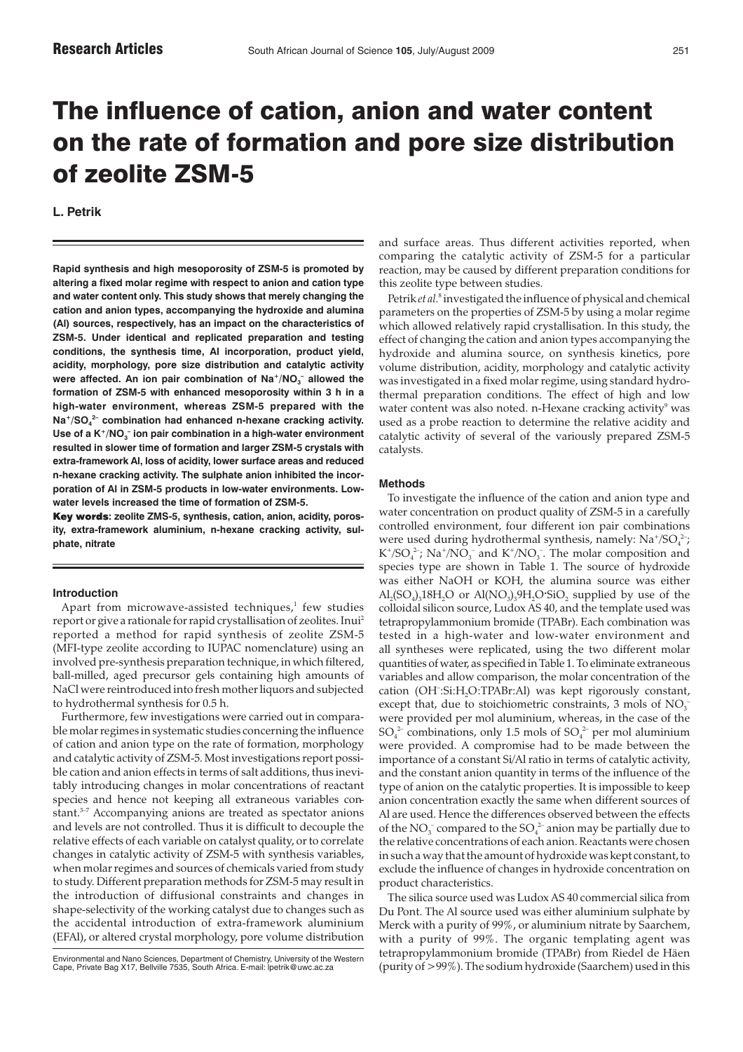# The influence of cation, anion and water content on the rate of formation and pore size distribution of zeolite ZSM-5

**L. Petrik**

**Rapid synthesis and high mesoporosity of ZSM-5 is promoted by altering a fixed molar regime with respect to anion and cation type and water content only. This study shows that merely changing the cation and anion types, accompanying the hydroxide and alumina (Al) sources, respectively, has an impact on the characteristics of ZSM-5. Under identical and replicated preparation and testing conditions, the synthesis time, Al incorporation, product yield, acidity, morphology, pore size distribution and catalytic activity were affected. An ion pair combination of $Na^+/NO_3^-$ allowed the formation of ZSM-5 with enhanced mesoporosity within 3 h in a high-water environment, whereas ZSM-5 prepared with the $Na^+/SO_4^{2-}$ combination had enhanced n-hexane cracking activity. Use of a $K^+/NO_3^-$ ion pair combination in a high-water environment resulted in slower time of formation and larger ZSM-5 crystals with extra-framework Al, loss of acidity, lower surface areas and reduced n-hexane cracking activity. The sulphate anion inhibited the incorporation of Al in ZSM-5 products in low-water environments. Low-water levels increased the time of formation of ZSM-5.**

**Key words: zeolite ZMS-5, synthesis, cation, anion, acidity, porosity, extra-framework aluminium, n-hexane cracking activity, sulphate, nitrate**

## Introduction

Apart from microwave-assisted techniques,[1] few studies report or give a rationale for rapid crystallisation of zeolites. Inui[2] reported a method for rapid synthesis of zeolite ZSM-5 (MFI-type zeolite according to IUPAC nomenclature) using an involved pre-synthesis preparation technique, in which filtered, ball-milled, aged precursor gels containing high amounts of NaCl were reintroduced into fresh mother liquors and subjected to hydrothermal synthesis for 0.5 h.

Furthermore, few investigations were carried out in comparable molar regimes in systematic studies concerning the influence of cation and anion type on the rate of formation, morphology and catalytic activity of ZSM-5. Most investigations report possible cation and anion effects in terms of salt additions, thus inevitably introducing changes in molar concentrations of reactant species and hence not keeping all extraneous variables constant.[3–7] Accompanying anions are treated as spectator anions and levels are not controlled. Thus it is difficult to decouple the relative effects of each variable on catalyst quality, or to correlate changes in catalytic activity of ZSM-5 with synthesis variables, when molar regimes and sources of chemicals varied from study to study. Different preparation methods for ZSM-5 may result in the introduction of diffusional constraints and changes in shape-selectivity of the working catalyst due to changes such as the accidental introduction of extra-framework aluminium (EFAl), or altered crystal morphology, pore volume distribution and surface areas. Thus different activities reported, when comparing the catalytic activity of ZSM-5 for a particular reaction, may be caused by different preparation conditions for this zeolite type between studies.

Petrik *et al.*[8] investigated the influence of physical and chemical parameters on the properties of ZSM-5 by using a molar regime which allowed relatively rapid crystallisation. In this study, the effect of changing the cation and anion types accompanying the hydroxide and alumina source, on synthesis kinetics, pore volume distribution, acidity, morphology and catalytic activity was investigated in a fixed molar regime, using standard hydrothermal preparation conditions. The effect of high and low water content was also noted. n-Hexane cracking activity[9] was used as a probe reaction to determine the relative acidity and catalytic activity of several of the variously prepared ZSM-5 catalysts.

## Methods

To investigate the influence of the cation and anion type and water concentration on product quality of ZSM-5 in a carefully controlled environment, four different ion pair combinations were used during hydrothermal synthesis, namely: $Na^+/SO_4^{2-}$; $K^+/SO_4^{2-}$; $Na^+/NO_3^-$ and $K^+/NO_3^-$. The molar composition and species type are shown in Table 1. The source of hydroxide was either NaOH or KOH, the alumina source was either $Al_2(SO_4)_3 18H_2O$ or $Al(NO_3)_3 9H_2O{\cdot}SiO_2$ supplied by use of the colloidal silicon source, Ludox AS 40, and the template used was tetrapropylammonium bromide (TPABr). Each combination was tested in a high-water and low-water environment and all syntheses were replicated, using the two different molar quantities of water, as specified in Table 1. To eliminate extraneous variables and allow comparison, the molar concentration of the cation ($OH^-$:Si:$H_2O$:TPABr:Al) was kept rigorously constant, except that, due to stoichiometric constraints, 3 mols of $NO_3^-$ were provided per mol aluminium, whereas, in the case of the $SO_4^{2-}$ combinations, only 1.5 mols of $SO_4^{2-}$ per mol aluminium were provided. A compromise had to be made between the importance of a constant Si/Al ratio in terms of catalytic activity, and the constant anion quantity in terms of the influence of the type of anion on the catalytic properties. It is impossible to keep anion concentration exactly the same when different sources of Al are used. Hence the differences observed between the effects of the $NO_3^-$ compared to the $SO_4^{2-}$ anion may be partially due to the relative concentrations of each anion. Reactants were chosen in such a way that the amount of hydroxide was kept constant, to exclude the influence of changes in hydroxide concentration on product characteristics.

The silica source used was Ludox AS 40 commercial silica from Du Pont. The Al source used was either aluminium sulphate by Merck with a purity of 99%, or aluminium nitrate by Saarchem, with a purity of 99%. The organic templating agent was tetrapropylammonium bromide (TPABr) from Riedel de Häen (purity of >99%). The sodium hydroxide (Saarchem) used in this

Environmental and Nano Sciences, Department of Chemistry, University of the Western Cape, Private Bag X17, Bellville 7535, South Africa. E-mail: lpetrik@uwc.ac.za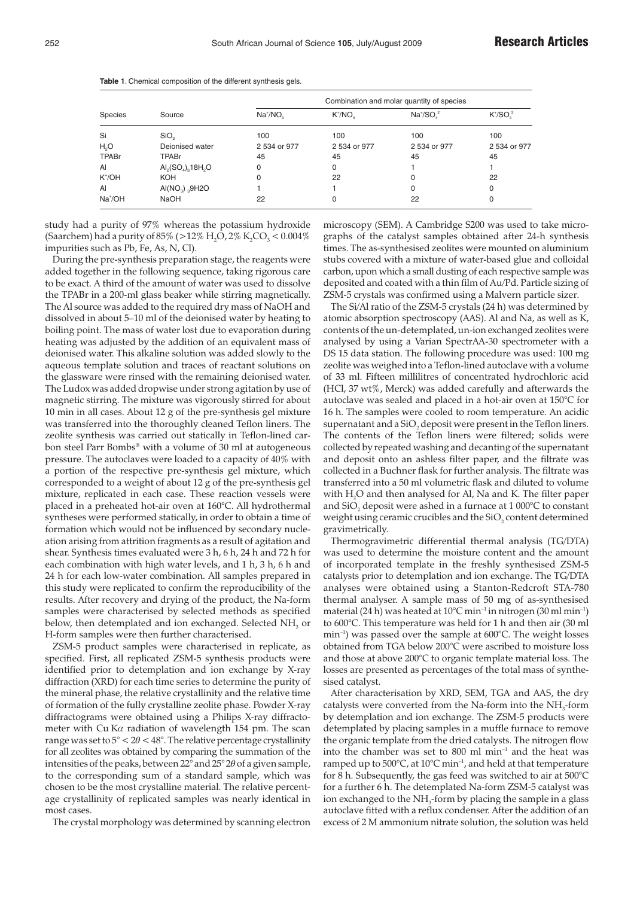**Table 1**. Chemical composition of the different synthesis gels.

| Species | Source | Combination and molar quantity of species | | | |
|---|---|---|---|---|---|
| | | $Na^+/NO_3$ | $K^+/NO_3$ | $Na^+/SO_4^{2}$ | $K^+/SO_4^{2}$ |
| Si | $SiO_2$ | 100 | 100 | 100 | 100 |
| $H_2O$ | Deionised water | 2 534 or 977 | 2 534 or 977 | 2 534 or 977 | 2 534 or 977 |
| TPABr | TPABr | 45 | 45 | 45 | 45 |
| Al | $Al_2(SO_4)_3 18H_2O$ | 0 | 0 | 1 | 1 |
| $K^+/OH$ | KOH | 0 | 22 | 0 | 22 |
| Al | $Al(NO_3)_3 9H2O$ | 1 | 1 | 0 | 0 |
| $Na^+/OH$ | NaOH | 22 | 0 | 22 | 0 |

study had a purity of 97% whereas the potassium hydroxide (Saarchem) had a purity of 85% (>12% $H_2O$, 2% $K_2CO_3$ < 0.004% impurities such as Pb, Fe, As, N, Cl).

During the pre-synthesis preparation stage, the reagents were added together in the following sequence, taking rigorous care to be exact. A third of the amount of water was used to dissolve the TPABr in a 200-ml glass beaker while stirring magnetically. The Al source was added to the required dry mass of NaOH and dissolved in about 5–10 ml of the deionised water by heating to boiling point. The mass of water lost due to evaporation during heating was adjusted by the addition of an equivalent mass of deionised water. This alkaline solution was added slowly to the aqueous template solution and traces of reactant solutions on the glassware were rinsed with the remaining deionised water. The Ludox was added dropwise under strong agitation by use of magnetic stirring. The mixture was vigorously stirred for about 10 min in all cases. About 12 g of the pre-synthesis gel mixture was transferred into the thoroughly cleaned Teflon liners. The zeolite synthesis was carried out statically in Teflon-lined carbon steel Parr Bombs® with a volume of 30 ml at autogeneous pressure. The autoclaves were loaded to a capacity of 40% with a portion of the respective pre-synthesis gel mixture, which corresponded to a weight of about 12 g of the pre-synthesis gel mixture, replicated in each case. These reaction vessels were placed in a preheated hot-air oven at 160°C. All hydrothermal syntheses were performed statically, in order to obtain a time of formation which would not be influenced by secondary nucleation arising from attrition fragments as a result of agitation and shear. Synthesis times evaluated were 3 h, 6 h, 24 h and 72 h for each combination with high water levels, and 1 h, 3 h, 6 h and 24 h for each low-water combination. All samples prepared in this study were replicated to confirm the reproducibility of the results. After recovery and drying of the product, the Na-form samples were characterised by selected methods as specified below, then detemplated and ion exchanged. Selected $NH_3$ or H-form samples were then further characterised.

ZSM-5 product samples were characterised in replicate, as specified. First, all replicated ZSM-5 synthesis products were identified prior to detemplation and ion exchange by X-ray diffraction (XRD) for each time series to determine the purity of the mineral phase, the relative crystallinity and the relative time of formation of the fully crystalline zeolite phase. Powder X-ray diffractograms were obtained using a Philips X-ray diffractometer with Cu K$\alpha$ radiation of wavelength 154 pm. The scan range was set to $5° < 2\theta < 48°$. The relative percentage crystallinity for all zeolites was obtained by comparing the summation of the intensities of the peaks, between 22° and 25° $2\theta$ of a given sample, to the corresponding sum of a standard sample, which was chosen to be the most crystalline material. The relative percentage crystallinity of replicated samples was nearly identical in most cases.

The crystal morphology was determined by scanning electron microscopy (SEM). A Cambridge S200 was used to take micrographs of the catalyst samples obtained after 24-h synthesis times. The as-synthesised zeolites were mounted on aluminium stubs covered with a mixture of water-based glue and colloidal carbon, upon which a small dusting of each respective sample was deposited and coated with a thin film of Au/Pd. Particle sizing of ZSM-5 crystals was confirmed using a Malvern particle sizer.

The Si/Al ratio of the ZSM-5 crystals (24 h) was determined by atomic absorption spectroscopy (AAS). Al and Na, as well as K, contents of the un-detemplated, un-ion exchanged zeolites were analysed by using a Varian SpectrAA-30 spectrometer with a DS 15 data station. The following procedure was used: 100 mg zeolite was weighed into a Teflon-lined autoclave with a volume of 33 ml. Fifteen millilitres of concentrated hydrochloric acid (HCl, 37 wt%, Merck) was added carefully and afterwards the autoclave was sealed and placed in a hot-air oven at 150°C for 16 h. The samples were cooled to room temperature. An acidic supernatant and a $SiO_2$ deposit were present in the Teflon liners. The contents of the Teflon liners were filtered; solids were collected by repeated washing and decanting of the supernatant and deposit onto an ashless filter paper, and the filtrate was collected in a Buchner flask for further analysis. The filtrate was transferred into a 50 ml volumetric flask and diluted to volume with $H_2O$ and then analysed for Al, Na and K. The filter paper and $SiO_2$ deposit were ashed in a furnace at 1 000°C to constant weight using ceramic crucibles and the $SiO_2$ content determined gravimetrically.

Thermogravimetric differential thermal analysis (TG/DTA) was used to determine the moisture content and the amount of incorporated template in the freshly synthesised ZSM-5 catalysts prior to detemplation and ion exchange. The TG/DTA analyses were obtained using a Stanton-Redcroft STA-780 thermal analyser. A sample mass of 50 mg of as-synthesised material (24 h) was heated at 10°C $min^{-1}$ in nitrogen (30 ml $min^{-1}$) to 600°C. This temperature was held for 1 h and then air (30 ml $min^{-1}$) was passed over the sample at 600°C. The weight losses obtained from TGA below 200°C were ascribed to moisture loss and those at above 200°C to organic template material loss. The losses are presented as percentages of the total mass of synthesised catalyst.

After characterisation by XRD, SEM, TGA and AAS, the dry catalysts were converted from the Na-form into the $NH_3$-form by detemplation and ion exchange. The ZSM-5 products were detemplated by placing samples in a muffle furnace to remove the organic template from the dried catalysts. The nitrogen flow into the chamber was set to 800 ml $min^{-1}$ and the heat was ramped up to 500°C, at 10°C $min^{-1}$, and held at that temperature for 8 h. Subsequently, the gas feed was switched to air at 500°C for a further 6 h. The detemplated Na-form ZSM-5 catalyst was ion exchanged to the $NH_3$-form by placing the sample in a glass autoclave fitted with a reflux condenser. After the addition of an excess of 2 M ammonium nitrate solution, the solution was held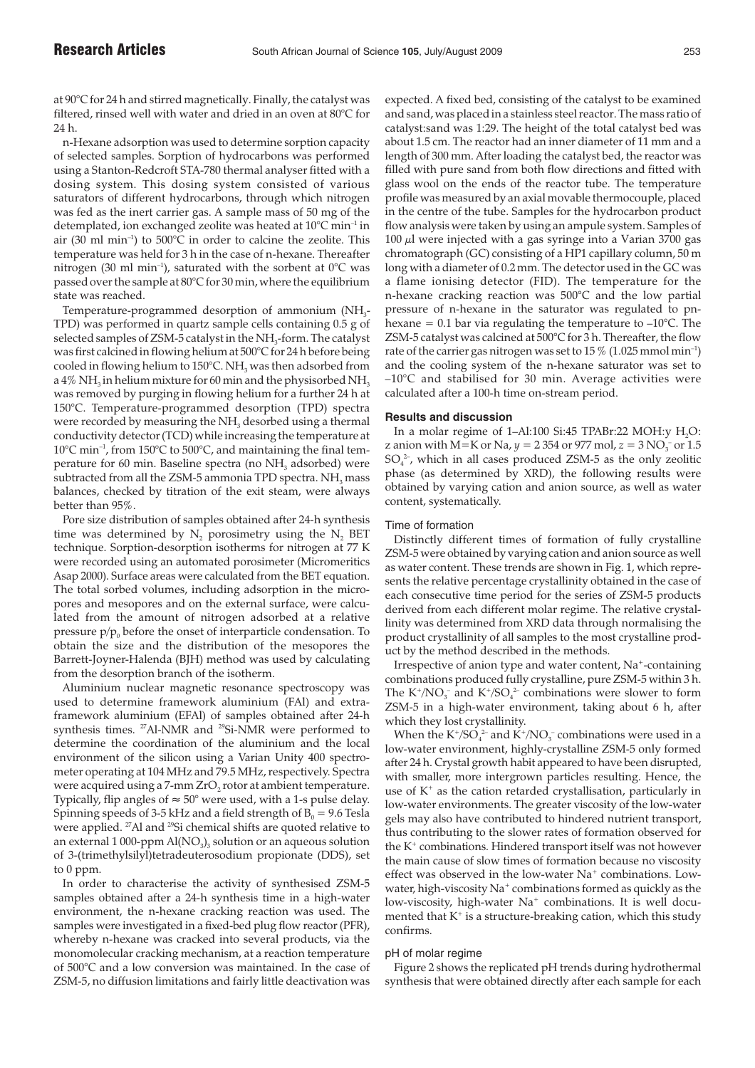at 90°C for 24 h and stirred magnetically. Finally, the catalyst was filtered, rinsed well with water and dried in an oven at 80°C for 24 h.

n-Hexane adsorption was used to determine sorption capacity of selected samples. Sorption of hydrocarbons was performed using a Stanton-Redcroft STA-780 thermal analyser fitted with a dosing system. This dosing system consisted of various saturators of different hydrocarbons, through which nitrogen was fed as the inert carrier gas. A sample mass of 50 mg of the detemplated, ion exchanged zeolite was heated at 10°C $min^{-1}$ in air (30 ml $min^{-1}$) to 500°C in order to calcine the zeolite. This temperature was held for 3 h in the case of n-hexane. Thereafter nitrogen (30 ml $min^{-1}$), saturated with the sorbent at 0°C was passed over the sample at 80°C for 30 min, where the equilibrium state was reached.

Temperature-programmed desorption of ammonium ($NH_3$-TPD) was performed in quartz sample cells containing 0.5 g of selected samples of ZSM-5 catalyst in the $NH_3$-form. The catalyst was first calcined in flowing helium at 500°C for 24 h before being cooled in flowing helium to 150°C. $NH_3$ was then adsorbed from a 4% $NH_3$ in helium mixture for 60 min and the physisorbed $NH_3$ was removed by purging in flowing helium for a further 24 h at 150°C. Temperature-programmed desorption (TPD) spectra were recorded by measuring the $NH_3$ desorbed using a thermal conductivity detector (TCD) while increasing the temperature at 10°C $min^{-1}$, from 150°C to 500°C, and maintaining the final temperature for 60 min. Baseline spectra (no $NH_3$ adsorbed) were subtracted from all the ZSM-5 ammonia TPD spectra. $NH_3$ mass balances, checked by titration of the exit steam, were always better than 95%.

Pore size distribution of samples obtained after 24-h synthesis time was determined by $N_2$ porosimetry using the $N_2$ BET technique. Sorption-desorption isotherms for nitrogen at 77 K were recorded using an automated porosimeter (Micromeritics Asap 2000). Surface areas were calculated from the BET equation. The total sorbed volumes, including adsorption in the micropores and mesopores and on the external surface, were calculated from the amount of nitrogen adsorbed at a relative pressure $p/p_0$ before the onset of interparticle condensation. To obtain the size and the distribution of the mesopores the Barrett-Joyner-Halenda (BJH) method was used by calculating from the desorption branch of the isotherm.

Aluminium nuclear magnetic resonance spectroscopy was used to determine framework aluminium (FAl) and extra-framework aluminium (EFAl) of samples obtained after 24-h synthesis times. $^{27}$Al-NMR and $^{29}$Si-NMR were performed to determine the coordination of the aluminium and the local environment of the silicon using a Varian Unity 400 spectrometer operating at 104 MHz and 79.5 MHz, respectively. Spectra were acquired using a 7-mm $ZrO_2$ rotor at ambient temperature. Typically, flip angles of ≈ 50° were used, with a 1-s pulse delay. Spinning speeds of 3-5 kHz and a field strength of $B_0$ = 9.6 Tesla were applied. $^{27}$Al and $^{29}$Si chemical shifts are quoted relative to an external 1 000-ppm $Al(NO_3)_3$ solution or an aqueous solution of 3-(trimethylsilyl)tetradeuterosodium propionate (DDS), set to 0 ppm.

In order to characterise the activity of synthesised ZSM-5 samples obtained after a 24-h synthesis time in a high-water environment, the n-hexane cracking reaction was used. The samples were investigated in a fixed-bed plug flow reactor (PFR), whereby n-hexane was cracked into several products, via the monomolecular cracking mechanism, at a reaction temperature of 500°C and a low conversion was maintained. In the case of ZSM-5, no diffusion limitations and fairly little deactivation was expected. A fixed bed, consisting of the catalyst to be examined and sand, was placed in a stainless steel reactor. The mass ratio of catalyst:sand was 1:29. The height of the total catalyst bed was about 1.5 cm. The reactor had an inner diameter of 11 mm and a length of 300 mm. After loading the catalyst bed, the reactor was filled with pure sand from both flow directions and fitted with glass wool on the ends of the reactor tube. The temperature profile was measured by an axial movable thermocouple, placed in the centre of the tube. Samples for the hydrocarbon product flow analysis were taken by using an ampule system. Samples of 100 µl were injected with a gas syringe into a Varian 3700 gas chromatograph (GC) consisting of a HP1 capillary column, 50 m long with a diameter of 0.2 mm. The detector used in the GC was a flame ionising detector (FID). The temperature for the n-hexane cracking reaction was 500°C and the low partial pressure of n-hexane in the saturator was regulated to pn-hexane = 0.1 bar via regulating the temperature to –10°C. The ZSM-5 catalyst was calcined at 500°C for 3 h. Thereafter, the flow rate of the carrier gas nitrogen was set to 15 % (1.025 mmol $min^{-1}$) and the cooling system of the n-hexane saturator was set to –10°C and stabilised for 30 min. Average activities were calculated after a 100-h time on-stream period.

## Results and discussion

In a molar regime of 1–Al:100 Si:45 TPABr:22 MOH:y $H_2O$: z anion with M=K or Na, y = 2 354 or 977 mol, z = 3 $NO_3^-$ or 1.5 $SO_4^{2-}$, which in all cases produced ZSM-5 as the only zeolitic phase (as determined by XRD), the following results were obtained by varying cation and anion source, as well as water content, systematically.

### Time of formation

Distinctly different times of formation of fully crystalline ZSM-5 were obtained by varying cation and anion source as well as water content. These trends are shown in Fig. 1, which represents the relative percentage crystallinity obtained in the case of each consecutive time period for the series of ZSM-5 products derived from each different molar regime. The relative crystallinity was determined from XRD data through normalising the product crystallinity of all samples to the most crystalline product by the method described in the methods.

Irrespective of anion type and water content, $Na^+$-containing combinations produced fully crystalline, pure ZSM-5 within 3 h. The $K^+/NO_3^-$ and $K^+/SO_4^{2-}$ combinations were slower to form ZSM-5 in a high-water environment, taking about 6 h, after which they lost crystallinity.

When the $K^+/SO_4^{2-}$ and $K^+/NO_3^-$ combinations were used in a low-water environment, highly-crystalline ZSM-5 only formed after 24 h. Crystal growth habit appeared to have been disrupted, with smaller, more intergrown particles resulting. Hence, the use of $K^+$ as the cation retarded crystallisation, particularly in low-water environments. The greater viscosity of the low-water gels may also have contributed to hindered nutrient transport, thus contributing to the slower rates of formation observed for the $K^+$ combinations. Hindered transport itself was not however the main cause of slow times of formation because no viscosity effect was observed in the low-water $Na^+$ combinations. Low-water, high-viscosity $Na^+$ combinations formed as quickly as the low-viscosity, high-water $Na^+$ combinations. It is well documented that $K^+$ is a structure-breaking cation, which this study confirms.

### pH of molar regime

Figure 2 shows the replicated pH trends during hydrothermal synthesis that were obtained directly after each sample for each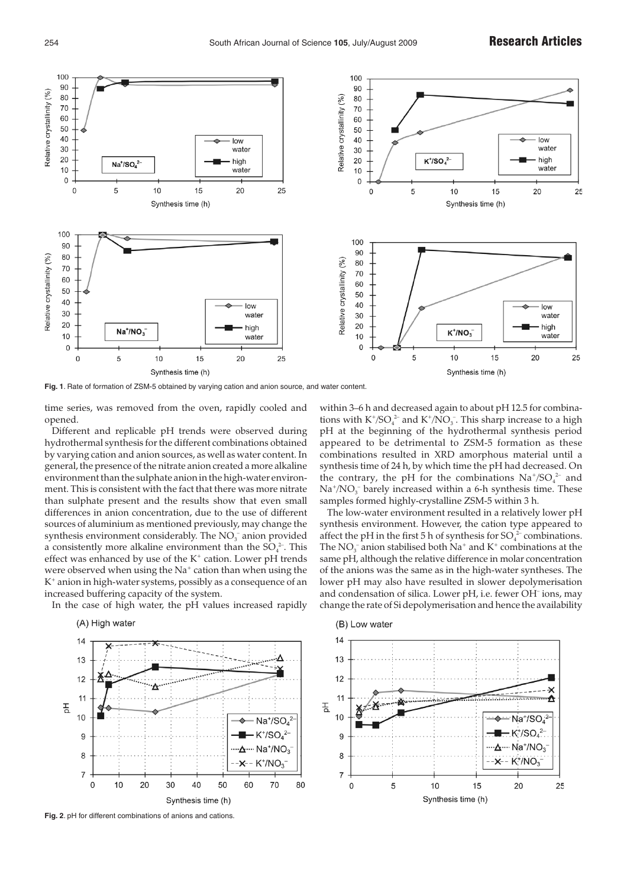Fig. 1. Rate of formation of ZSM-5 obtained by varying cation and anion source, and water content.

time series, was removed from the oven, rapidly cooled and opened.

Different and replicable pH trends were observed during hydrothermal synthesis for the different combinations obtained by varying cation and anion sources, as well as water content. In general, the presence of the nitrate anion created a more alkaline environment than the sulphate anion in the high-water environment. This is consistent with the fact that there was more nitrate than sulphate present and the results show that even small differences in anion concentration, due to the use of different sources of aluminium as mentioned previously, may change the synthesis environment considerably. The $NO_3^-$ anion provided a consistently more alkaline environment than the $SO_4^{2-}$. This effect was enhanced by use of the $K^+$ cation. Lower pH trends were observed when using the $Na^+$ cation than when using the $K^+$ anion in high-water systems, possibly as a consequence of an increased buffering capacity of the system.

In the case of high water, the pH values increased rapidly within 3–6 h and decreased again to about pH 12.5 for combinations with $K^+/SO_4^{2-}$ and $K^+/NO_3^-$. This sharp increase to a high pH at the beginning of the hydrothermal synthesis period appeared to be detrimental to ZSM-5 formation as these combinations resulted in XRD amorphous material until a synthesis time of 24 h, by which time the pH had decreased. On the contrary, the pH for the combinations $Na^+/SO_4^{2-}$ and $Na^+/NO_3^-$ barely increased within a 6-h synthesis time. These samples formed highly-crystalline ZSM-5 within 3 h.

The low-water environment resulted in a relatively lower pH synthesis environment. However, the cation type appeared to affect the pH in the first 5 h of synthesis for $SO_4^{2-}$ combinations. The $NO_3^-$ anion stabilised both $Na^+$ and $K^+$ combinations at the same pH, although the relative difference in molar concentration of the anions was the same as in the high-water syntheses. The lower pH may also have resulted in slower depolymerisation and condensation of silica. Lower pH, i.e. fewer $OH^-$ ions, may change the rate of Si depolymerisation and hence the availability

Fig. 2. pH for different combinations of anions and cations.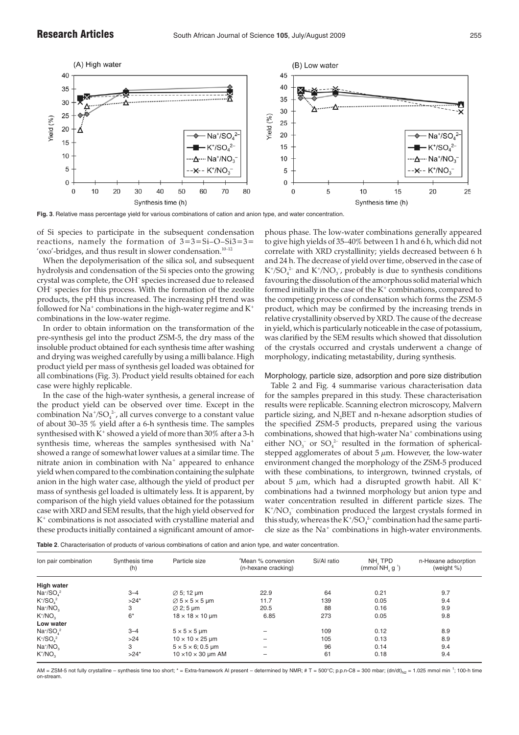**Fig. 3**. Relative mass percentage yield for various combinations of cation and anion type, and water concentration.

of Si species to participate in the subsequent condensation reactions, namely the formation of 3=3=Si–O–Si3=3= 'oxo'-bridges, and thus result in slower condensation.[10–12]

When the depolymerisation of the silica sol, and subsequent hydrolysis and condensation of the Si species onto the growing crystal was complete, the $OH^-$ species increased due to released $OH^-$ species for this process. With the formation of the zeolite products, the pH thus increased. The increasing pH trend was followed for $Na^+$ combinations in the high-water regime and $K^+$ combinations in the low-water regime.

In order to obtain information on the transformation of the pre-synthesis gel into the product ZSM-5, the dry mass of the insoluble product obtained for each synthesis time after washing and drying was weighed carefully by using a milli balance. High product yield per mass of synthesis gel loaded was obtained for all combinations (Fig. 3). Product yield results obtained for each case were highly replicable.

In the case of the high-water synthesis, a general increase of the product yield can be observed over time. Except in the combination $Na^+/SO_4^{2-}$, all curves converge to a constant value of about 30–35 % yield after a 6-h synthesis time. The samples synthesised with $K^+$ showed a yield of more than 30% after a 3-h synthesis time, whereas the samples synthesised with $Na^+$ showed a range of somewhat lower values at a similar time. The nitrate anion in combination with $Na^+$ appeared to enhance yield when compared to the combination containing the sulphate anion in the high water case, although the yield of product per mass of synthesis gel loaded is ultimately less. It is apparent, by comparison of the high yield values obtained for the potassium case with XRD and SEM results, that the high yield observed for $K^+$ combinations is not associated with crystalline material and these products initially contained a significant amount of amorphous phase. The low-water combinations generally appeared to give high yields of 35–40% between 1 h and 6 h, which did not correlate with XRD crystallinity; yields decreased between 6 h and 24 h. The decrease of yield over time, observed in the case of $K^+/SO_4^{2-}$ and $K^+/NO_3^-$, probably is due to synthesis conditions favouring the dissolution of the amorphous solid material which formed initially in the case of the $K^+$ combinations, compared to the competing process of condensation which forms the ZSM-5 product, which may be confirmed by the increasing trends in relative crystallinity observed by XRD. The cause of the decrease in yield, which is particularly noticeable in the case of potassium, was clarified by the SEM results which showed that dissolution of the crystals occurred and crystals underwent a change of morphology, indicating metastability, during synthesis.

### Morphology, particle size, adsorption and pore size distribution

Table 2 and Fig. 4 summarise various characterisation data for the samples prepared in this study. These characterisation results were replicable. Scanning electron microscopy, Malvern particle sizing, and $N_2$BET and n-hexane adsorption studies of the specified ZSM-5 products, prepared using the various combinations, showed that high-water $Na^+$ combinations using either $NO_3^-$ or $SO_4^{2-}$ resulted in the formation of spherical-stepped agglomerates of about 5 $\mu$m. However, the low-water environment changed the morphology of the ZSM-5 produced with these combinations, to intergrown, twinned crystals, of about 5 $\mu$m, which had a disrupted growth habit. All $K^+$ combinations had a twinned morphology but anion type and water concentration resulted in different particle sizes. The $K^+/NO_3^-$ combination produced the largest crystals formed in this study, whereas the $K^+/SO_4^{2-}$ combination had the same particle size as the $Na^+$ combinations in high-water environments.

**Table 2**. Characterisation of products of various combinations of cation and anion type, and water concentration.

| Ion pair combination | Synthesis time (h) | Particle size | #Mean % conversion (n-hexane cracking) | Si/Al ratio | $NH_4$ TPD (mmol $NH_4$ $g^{-1}$) | n-Hexane adsorption (weight %) |
|---|---|---|---|---|---|---|
| **High water** | | | | | | |
| $Na^+/SO_4^{2}$ | 3–4 | ∅ 5; 12 µm | 22.9 | 64 | 0.21 | 9.7 |
| $K^+/SO_4^{2}$ | >24* | ∅ 5 × 5 × 5 µm | 11.7 | 139 | 0.05 | 9.4 |
| $Na^+/NO_3$ | 3 | ∅ 2; 5 µm | 20.5 | 88 | 0.16 | 9.9 |
| $K^+/NO_3$ | 6* | 18 × 18 × 10 µm | 6.85 | 273 | 0.05 | 9.8 |
| **Low water** | | | | | | |
| $Na^+/SO_4^{2}$ | 3–4 | 5 × 5 × 5 µm | – | 109 | 0.12 | 8.9 |
| $K^+/SO_4^{2}$ | >24 | 10 × 10 × 25 µm | – | 105 | 0.13 | 8.9 |
| $Na^+/NO_3$ | 3 | 5 × 5 × 6; 0.5 µm | – | 96 | 0.14 | 9.4 |
| $K^+/NO_3$ | >24* | 10 ×10 × 30 µm AM | – | 61 | 0.18 | 9.4 |

AM = ZSM-5 not fully crystalline – synthesis time too short; * = Extra-framework Al present – determined by NMR; # T = 500°C; p.p.n-C8 = 300 mbar; $(dn/dt)_{N2}$ = 1.025 mmol min$^{-1}$; 100-h time on-stream.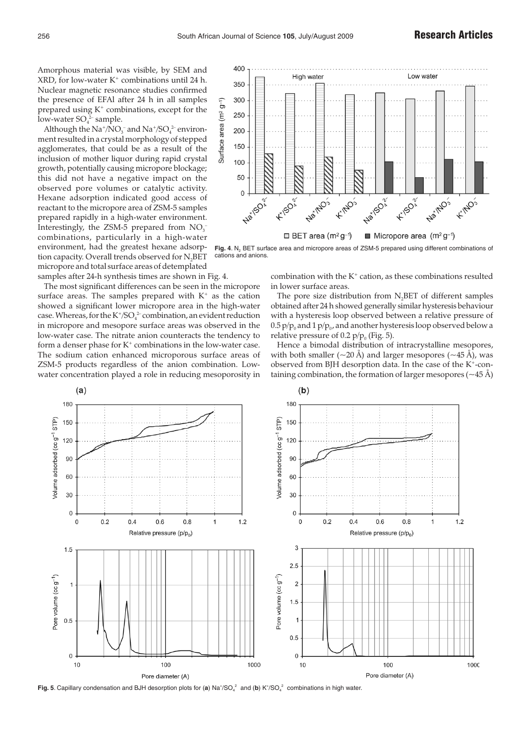Amorphous material was visible, by SEM and XRD, for low-water $K^+$ combinations until 24 h. Nuclear magnetic resonance studies confirmed the presence of EFAl after 24 h in all samples prepared using $K^+$ combinations, except for the low-water $SO_4^{2-}$ sample.

Although the $Na^+/NO_3^-$ and $Na^+/SO_4^{2-}$ environment resulted in a crystal morphology of stepped agglomerates, that could be as a result of the inclusion of mother liquor during rapid crystal growth, potentially causing micropore blockage; this did not have a negative impact on the observed pore volumes or catalytic activity. Hexane adsorption indicated good access of reactant to the micropore area of ZSM-5 samples prepared rapidly in a high-water environment. Interestingly, the ZSM-5 prepared from $NO_3^-$ combinations, particularly in a high-water environment, had the greatest hexane adsorption capacity. Overall trends observed for $N_2$BET micropore and total surface areas of detemplated samples after 24-h synthesis times are shown in Fig. 4.

**Fig. 4**. $N_2$ BET surface area and micropore areas of ZSM-5 prepared using different combinations of cations and anions.

The most significant differences can be seen in the micropore surface areas. The samples prepared with $K^+$ as the cation showed a significant lower micropore area in the high-water case. Whereas, for the $K^+/SO_4^{2-}$ combination, an evident reduction in micropore and mesopore surface areas was observed in the low-water case. The nitrate anion counteracts the tendency to form a denser phase for $K^+$ combinations in the low-water case. The sodium cation enhanced microporous surface areas of ZSM-5 products regardless of the anion combination. Low-water concentration played a role in reducing mesoporosity in combination with the $K^+$ cation, as these combinations resulted in lower surface areas.

The pore size distribution from $N_2$BET of different samples obtained after 24 h showed generally similar hysteresis behaviour with a hysteresis loop observed between a relative pressure of 0.5 $p/p_0$ and 1 $p/p_0$, and another hysteresis loop observed below a relative pressure of 0.2 $p/p_0$ (Fig. 5).

Hence a bimodal distribution of intracrystalline mesopores, with both smaller (~20 Å) and larger mesopores (~45 Å), was observed from BJH desorption data. In the case of the $K^+$-containing combination, the formation of larger mesopores (~45 Å)

**Fig. 5**. Capillary condensation and BJH desorption plots for (**a**) $Na^+/SO_4^{2-}$ and (**b**) $K^+/SO_4^{2-}$ combinations in high water.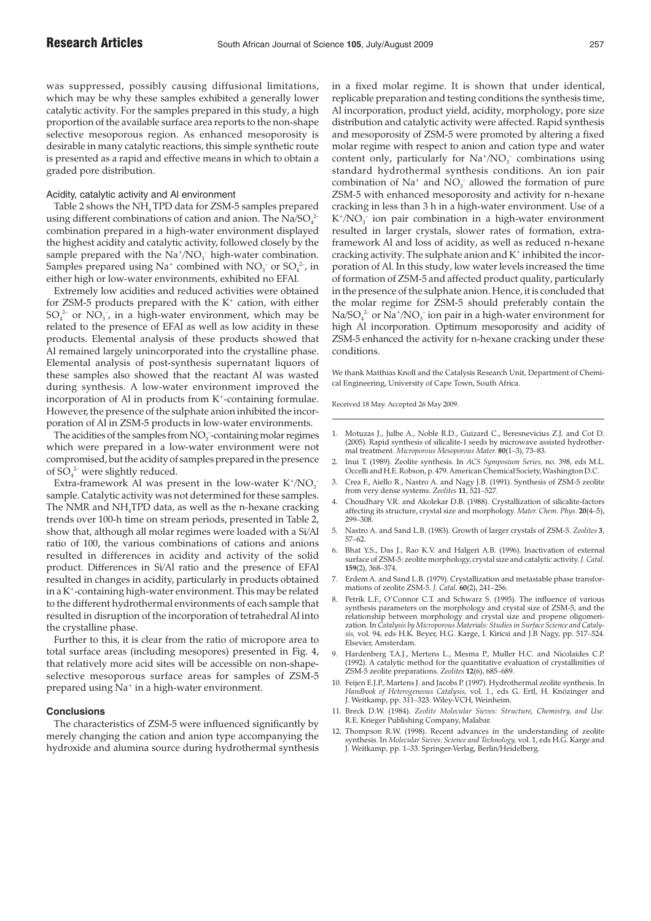was suppressed, possibly causing diffusional limitations, which may be why these samples exhibited a generally lower catalytic activity. For the samples prepared in this study, a high proportion of the available surface area reports to the non-shape selective mesoporous region. As enhanced mesoporosity is desirable in many catalytic reactions, this simple synthetic route is presented as a rapid and effective means in which to obtain a graded pore distribution.

### Acidity, catalytic activity and Al environment

Table 2 shows the $NH_4$ TPD data for ZSM-5 samples prepared using different combinations of cation and anion. The $Na/SO_4^{2-}$ combination prepared in a high-water environment displayed the highest acidity and catalytic activity, followed closely by the sample prepared with the $Na^+/NO_3^-$ high-water combination. Samples prepared using $Na^+$ combined with $NO_3^-$ or $SO_4^{2-}$, in either high or low-water environments, exhibited no EFAl.

Extremely low acidities and reduced activities were obtained for ZSM-5 products prepared with the $K^+$ cation, with either $SO_4^{2-}$ or $NO_3^-$, in a high-water environment, which may be related to the presence of EFAl as well as low acidity in these products. Elemental analysis of these products showed that Al remained largely unincorporated into the crystalline phase. Elemental analysis of post-synthesis supernatant liquors of these samples also showed that the reactant Al was wasted during synthesis. A low-water environment improved the incorporation of Al in products from $K^+$-containing formulae. However, the presence of the sulphate anion inhibited the incorporation of Al in ZSM-5 products in low-water environments.

The acidities of the samples from $NO_3^-$-containing molar regimes which were prepared in a low-water environment were not compromised, but the acidity of samples prepared in the presence of $SO_4^{2-}$ were slightly reduced.

Extra-framework Al was present in the low-water $K^+/NO_3^-$ sample. Catalytic activity was not determined for these samples. The NMR and $NH_4$TPD data, as well as the n-hexane cracking trends over 100-h time on stream periods, presented in Table 2, show that, although all molar regimes were loaded with a Si/Al ratio of 100, the various combinations of cations and anions resulted in differences in acidity and activity of the solid product. Differences in Si/Al ratio and the presence of EFAl resulted in changes in acidity, particularly in products obtained in a $K^+$-containing high-water environment. This may be related to the different hydrothermal environments of each sample that resulted in disruption of the incorporation of tetrahedral Al into the crystalline phase.

Further to this, it is clear from the ratio of micropore area to total surface areas (including mesopores) presented in Fig. 4, that relatively more acid sites will be accessible on non-shape-selective mesoporous surface areas for samples of ZSM-5 prepared using $Na^+$ in a high-water environment.

## Conclusions

The characteristics of ZSM-5 were influenced significantly by merely changing the cation and anion type accompanying the hydroxide and alumina source during hydrothermal synthesis in a fixed molar regime. It is shown that under identical, replicable preparation and testing conditions the synthesis time, Al incorporation, product yield, acidity, morphology, pore size distribution and catalytic activity were affected. Rapid synthesis and mesoporosity of ZSM-5 were promoted by altering a fixed molar regime with respect to anion and cation type and water content only, particularly for $Na^+/NO_3^-$ combinations using standard hydrothermal synthesis conditions. An ion pair combination of $Na^+$ and $NO_3^-$ allowed the formation of pure ZSM-5 with enhanced mesoporosity and activity for n-hexane cracking in less than 3 h in a high-water environment. Use of a $K^+/NO_3^-$ ion pair combination in a high-water environment resulted in larger crystals, slower rates of formation, extra-framework Al and loss of acidity, as well as reduced n-hexane cracking activity. The sulphate anion and $K^+$ inhibited the incorporation of Al. In this study, low water levels increased the time of formation of ZSM-5 and affected product quality, particularly in the presence of the sulphate anion. Hence, it is concluded that the molar regime for ZSM-5 should preferably contain the $Na/SO_4^{2-}$ or $Na^+/NO_3^-$ ion pair in a high-water environment for high Al incorporation. Optimum mesoporosity and acidity of ZSM-5 enhanced the activity for n-hexane cracking under these conditions.

We thank Matthias Knoll and the Catalysis Research Unit, Department of Chemical Engineering, University of Cape Town, South Africa.

Received 18 May. Accepted 26 May 2009.

1. Motuzas J., Julbe A., Noble R.D., Guizard C., Beresnevicius Z.J. and Cot D. (2005). Rapid synthesis of silicalite-1 seeds by microwave assisted hydrothermal treatment. *Microporous Mesoporous Mater.* **80**(1–3), 73–83.
2. Inui T. (1989). Zeolite synthesis. In *ACS Symposium Series*, no. 398, eds M.L. Occelli and H.E. Robson, p. 479. American Chemical Society, Washington D.C.
3. Crea F., Aiello R., Nastro A. and Nagy J.B. (1991). Synthesis of ZSM-5 zeolite from very dense systems. *Zeolites* **11**, 521–527.
4. Choudhary V.R. and Akolekar D.B. (1988). Crystallization of silicalite-factors affecting its structure, crystal size and morphology. *Mater. Chem. Phys.* **20**(4–5), 299–308.
5. Nastro A. and Sand L.B. (1983). Growth of larger crystals of ZSM-5. *Zeolites* **3**, 57–62.
6. Bhat Y.S., Das J., Rao K.V. and Halgeri A.B. (1996). Inactivation of external surface of ZSM-5: zeolite morphology, crystal size and catalytic activity. *J. Catal.* **159**(2), 368–374.
7. Erdem A. and Sand L.B. (1979). Crystallization and metastable phase transformations of zeolite ZSM-5. *J. Catal.* **60**(2), 241–256.
8. Petrik L.F., O'Connor C.T. and Schwarz S. (1995). The influence of various synthesis parameters on the morphology and crystal size of ZSM-5, and the relationship between morphology and crystal size and propene oligomerization. In *Catalysis by Microporous Materials: Studies in Surface Science and Catalysis*, vol. 94, eds H.K. Beyer, H.G. Karge, I. Kiricsi and J.B Nagy, pp. 517–524. Elsevier, Amsterdam.
9. Hardenberg T.A.J., Mertens L., Mesma P., Muller H.C. and Nicolaides C.P. (1992). A catalytic method for the quantitative evaluation of crystallinities of ZSM-5 zeolite preparations. *Zeolites* **12**(6), 685–689.
10. Feijen E.J.P., Martens J. and Jacobs P. (1997). Hydrothermal zeolite synthesis. In *Handbook of Heterogeneous Catalysis*, vol. 1., eds G. Ertl, H. Knözinger and J. Weitkamp, pp. 311–323. Wiley-VCH, Weinheim.
11. Breck D.W. (1984). *Zeolite Molecular Sieves: Structure, Chemistry, and Use.* R.E. Krieger Publishing Company, Malabar.
12. Thompson R.W. (1998). Recent advances in the understanding of zeolite synthesis. In *Molecular Sieves: Science and Technology*, vol. 1, eds H.G. Karge and J. Weitkamp, pp. 1–33. Springer-Verlag, Berlin/Heidelberg.